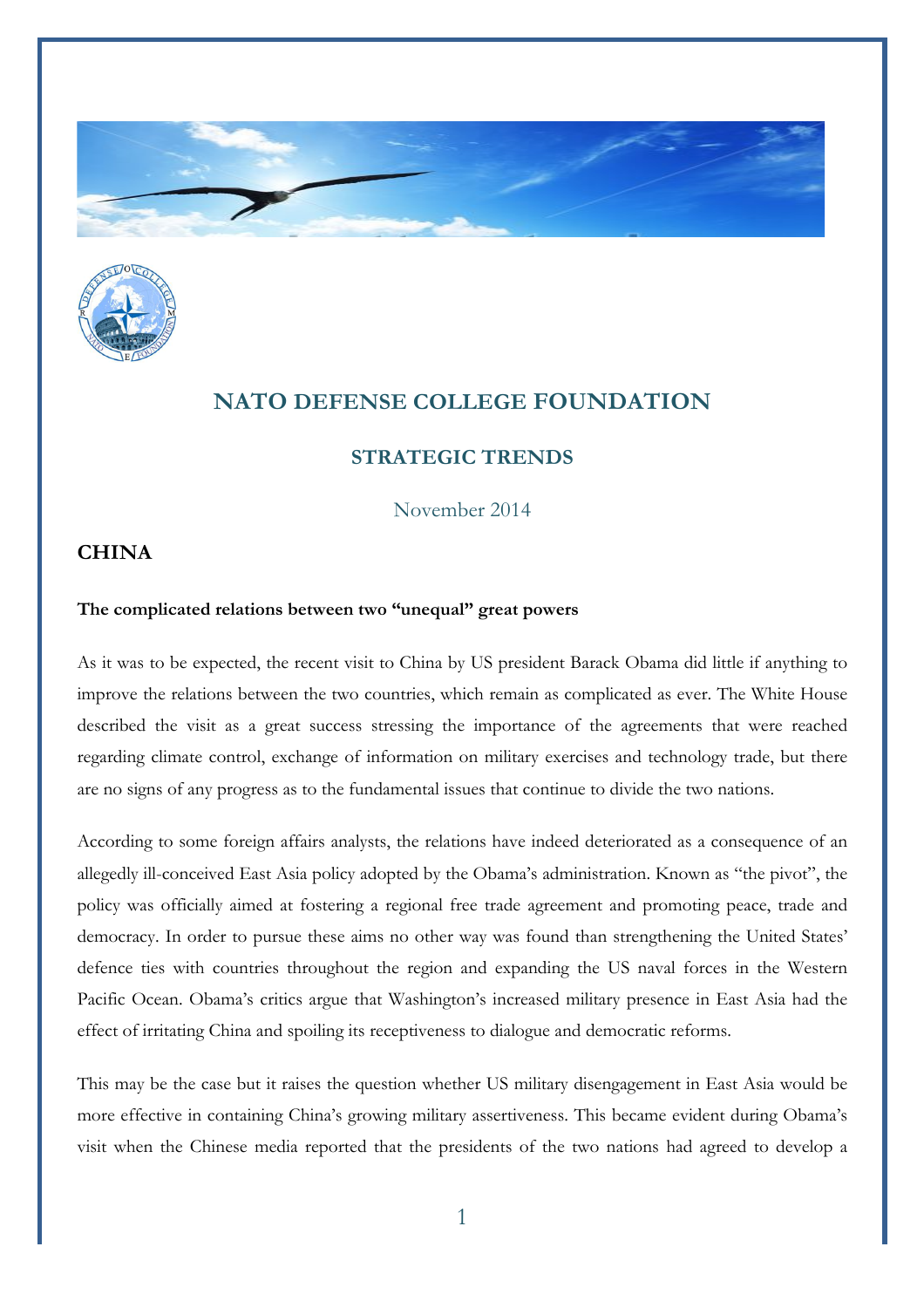# NATO DEFENSE COLLEGE FOUNDATION

## STRATEGIC TRENDS

November 2014

### CHINA

**The complicated relations between two "unequal" great powers**

As it was to be expected, the recent visit to China by US president Barack Obama did little if anything to improve the relations between the two countries, which remain as complicated as ever. The White House described the visit as a great success stressing the importance of the agreements that were reached regarding climate control, exchange of information on military exercises and technology trade, but there are no signs of any progress as to the fundamental issues that continue to divide the two nations.

According to some foreign affairs analysts, the relations have indeed deteriorated as a consequence of an allegedly ill-conceived East Asia policy adopted by the Obama's administration. Known as "the pivot", the policy was officially aimed at fostering a regional free trade agreement and promoting peace, trade and democracy. In order to pursue these aims no other way was found than strengthening the United States' defence ties with countries throughout the region and expanding the US naval forces in the Western Pacific Ocean. Obama's critics argue that Washington's increased military presence in East Asia had the effect of irritating China and spoiling its receptiveness to dialogue and democratic reforms.

This may be the case but it raises the question whether US military disengagement in East Asia would be more effective in containing China's growing military assertiveness. This became evident during Obama's visit when the Chinese media reported that the presidents of the two nations had agreed to develop a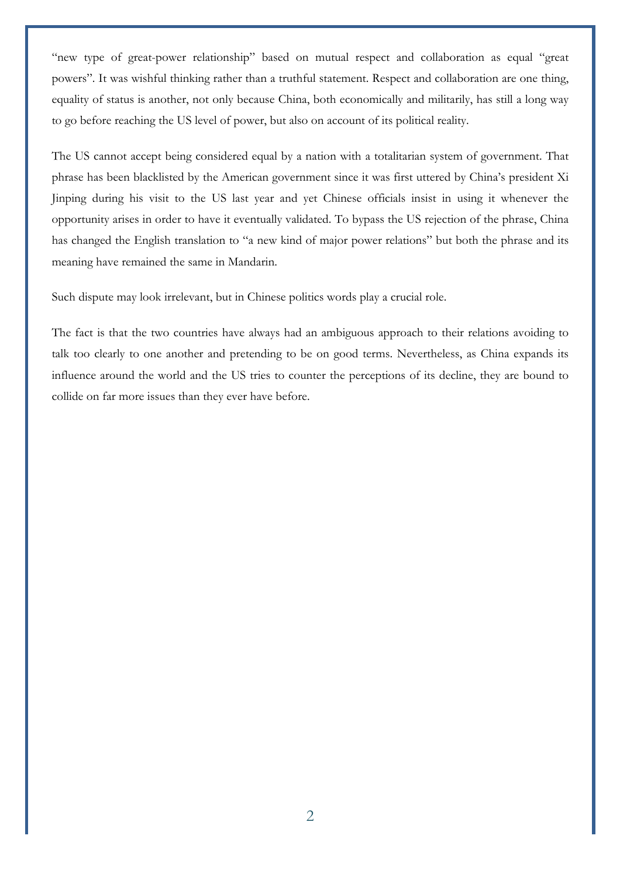"new type of great-power relationship" based on mutual respect and collaboration as equal "great powers". It was wishful thinking rather than a truthful statement. Respect and collaboration are one thing, equality of status is another, not only because China, both economically and militarily, has still a long way to go before reaching the US level of power, but also on account of its political reality.

The US cannot accept being considered equal by a nation with a totalitarian system of government. That phrase has been blacklisted by the American government since it was first uttered by China's president Xi Jinping during his visit to the US last year and yet Chinese officials insist in using it whenever the opportunity arises in order to have it eventually validated. To bypass the US rejection of the phrase, China has changed the English translation to "a new kind of major power relations" but both the phrase and its meaning have remained the same in Mandarin.

Such dispute may look irrelevant, but in Chinese politics words play a crucial role.

The fact is that the two countries have always had an ambiguous approach to their relations avoiding to talk too clearly to one another and pretending to be on good terms. Nevertheless, as China expands its influence around the world and the US tries to counter the perceptions of its decline, they are bound to collide on far more issues than they ever have before.